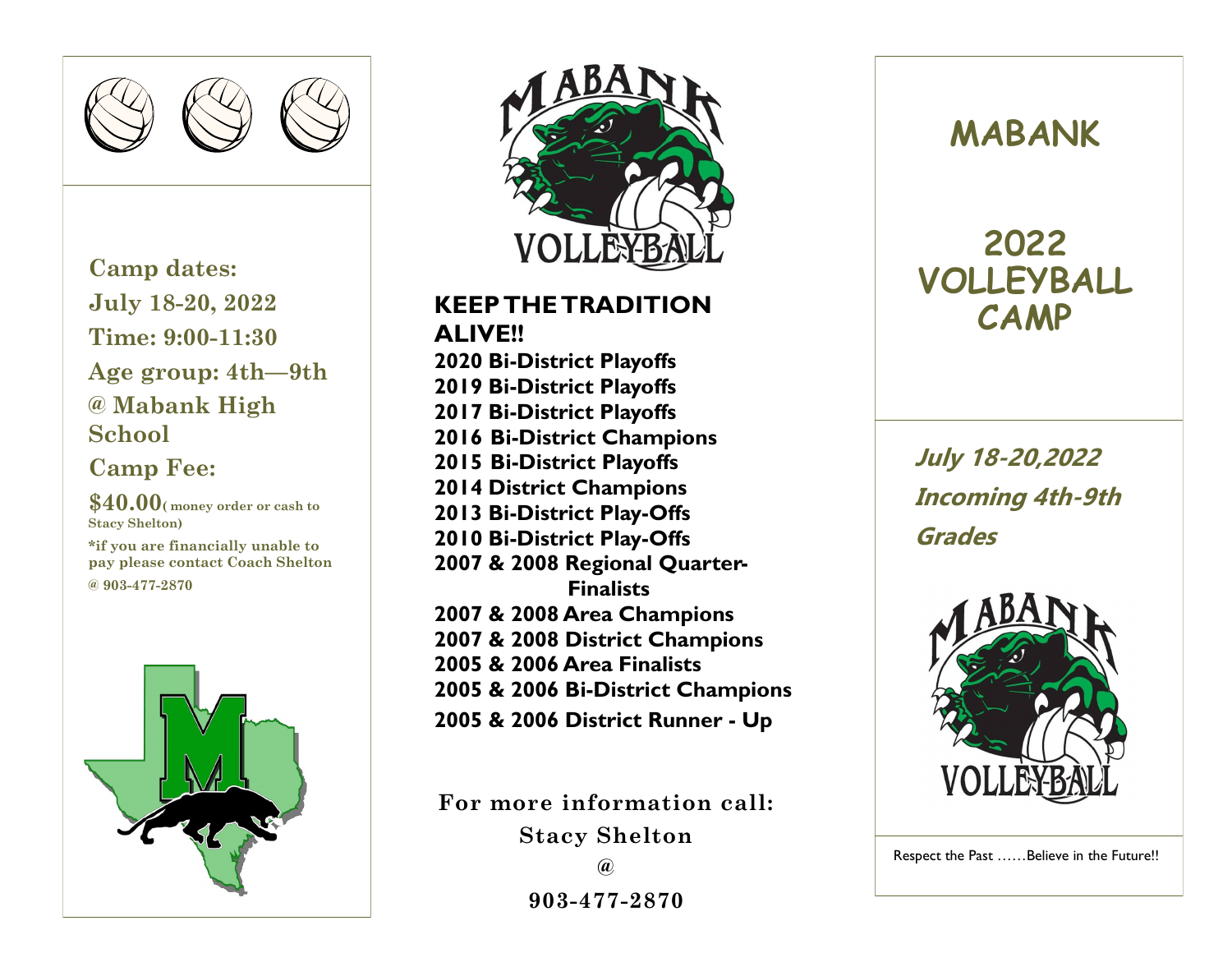**Camp dates:**

**July 18-20, 2022**

**Time: 9:00-11:30**

**Age group: 4th—9th**

**@ Mabank High School**

**Camp Fee:**

**$40.00** (money order or cash to Stacy Shelton)

*if you are financially unable to pay please contact Coach Shelton @ 903-477-2870

## KEEP THE TRADITION ALIVE!!

**2020 Bi-District Playoffs**
**2019 Bi-District Playoffs**
**2017 Bi-District Playoffs**
**2016 Bi-District Champions**
**2015 Bi-District Playoffs**
**2014 District Champions**
**2013 Bi-District Play-Offs**
**2010 Bi-District Play-Offs**
**2007 & 2008 Regional Quarter-Finalists**
**2007 & 2008 Area Champions**
**2007 & 2008 District Champions**
**2005 & 2006 Area Finalists**
**2005 & 2006 Bi-District Champions**
**2005 & 2006 District Runner - Up**

**For more information call:**

**Stacy Shelton**

**@**

**903-477-2870**

# MABANK

# 2022 VOLLEYBALL CAMP

***July 18-20,2022***

***Incoming 4th-9th Grades***

Respect the Past ……Believe in the Future!!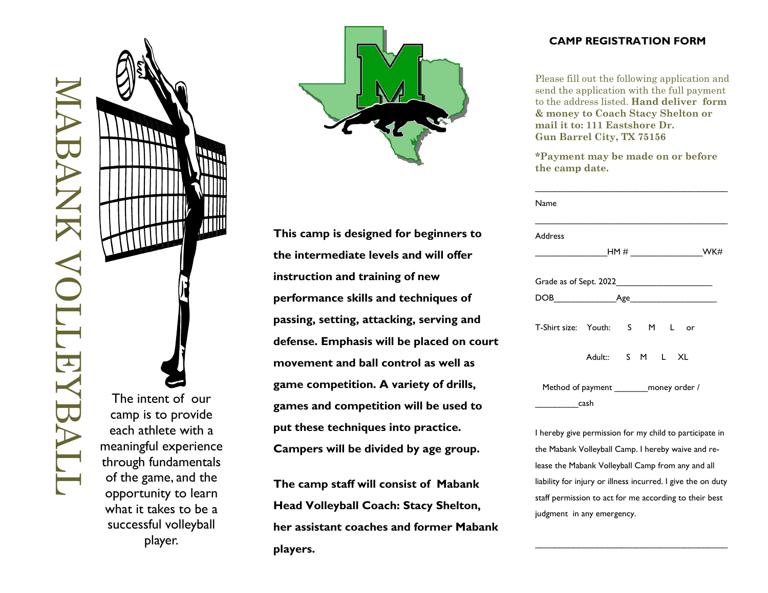MABANK VOLLEYBALL

The intent of our camp is to provide each athlete with a meaningful experience through fundamentals of the game, and the opportunity to learn what it takes to be a successful volleyball player.

**This camp is designed for beginners to the intermediate levels and will offer instruction and training of new performance skills and techniques of passing, setting, attacking, serving and defense. Emphasis will be placed on court movement and ball control as well as game competition. A variety of drills, games and competition will be used to put these techniques into practice. Campers will be divided by age group.**

**The camp staff will consist of Mabank Head Volleyball Coach: Stacy Shelton, her assistant coaches and former Mabank players.**

## CAMP REGISTRATION FORM

Please fill out the following application and send the application with the full payment to the address listed. **Hand deliver form & money to Coach Stacy Shelton or mail it to: 111 Eastshore Dr. Gun Barrel City, TX 75156**

**\*Payment may be made on or before the camp date.**

_______________________________________

Name

_______________________________________

Address

_______________HM # _______________WK#

Grade as of Sept. 2022____________________

DOB_____________Age__________________

T-Shirt size: Youth: S M L or

Adult:: S M L XL

Method of payment _______money order / _________cash

I hereby give permission for my child to participate in the Mabank Volleyball Camp. I hereby waive and release the Mabank Volleyball Camp from any and all liability for injury or illness incurred. I give the on duty staff permission to act for me according to their best judgment in any emergency.

_______________________________________